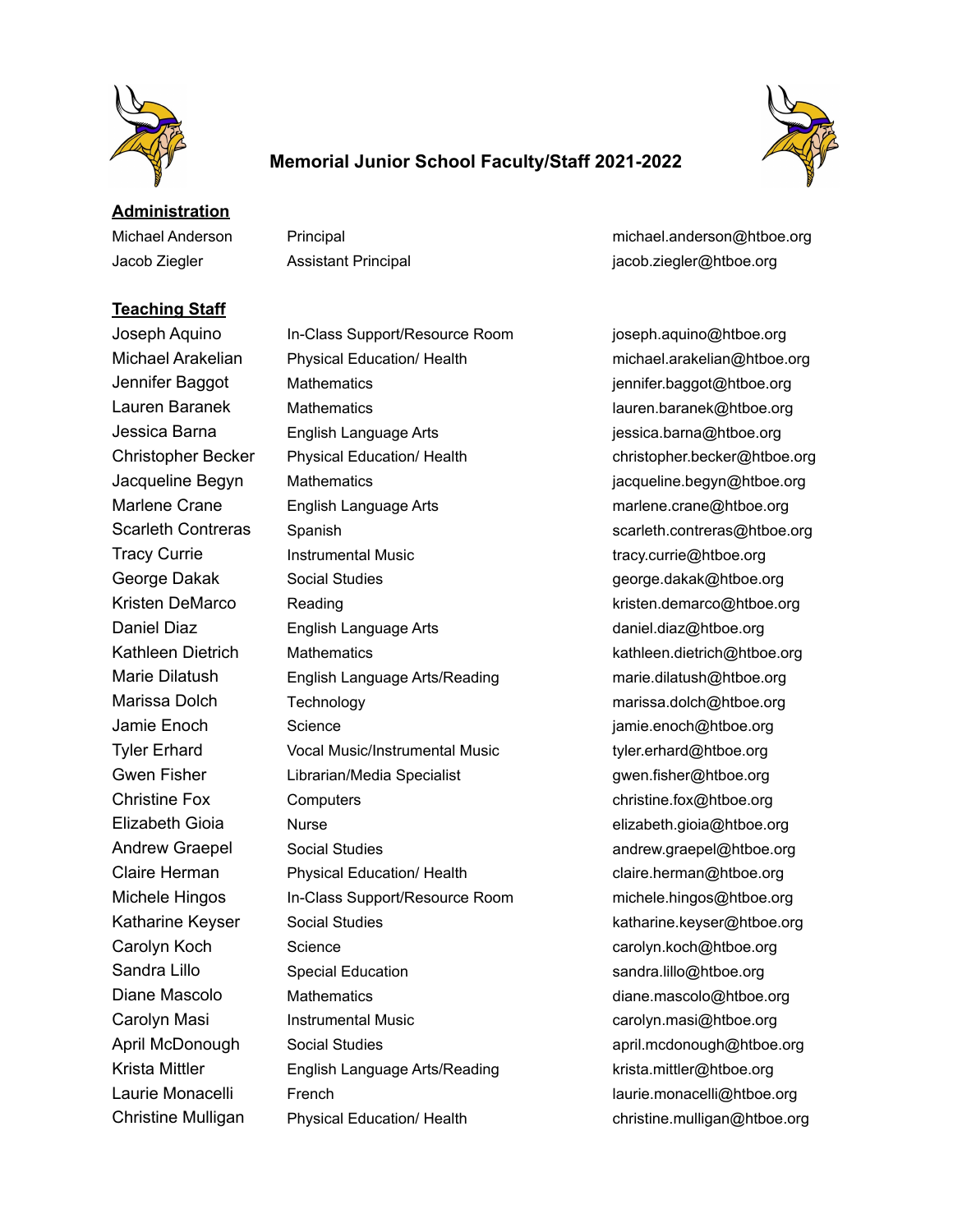# Memorial Junior School Faculty/Staff 2021-2022

## Administration

| | | |
|---|---|---|
| Michael Anderson | Principal | michael.anderson@htboe.org |
| Jacob Ziegler | Assistant Principal | jacob.ziegler@htboe.org |

## Teaching Staff

| | | |
|---|---|---|
| Joseph Aquino | In-Class Support/Resource Room | joseph.aquino@htboe.org |
| Michael Arakelian | Physical Education/ Health | michael.arakelian@htboe.org |
| Jennifer Baggot | Mathematics | jennifer.baggot@htboe.org |
| Lauren Baranek | Mathematics | lauren.baranek@htboe.org |
| Jessica Barna | English Language Arts | jessica.barna@htboe.org |
| Christopher Becker | Physical Education/ Health | christopher.becker@htboe.org |
| Jacqueline Begyn | Mathematics | jacqueline.begyn@htboe.org |
| Marlene Crane | English Language Arts | marlene.crane@htboe.org |
| Scarleth Contreras | Spanish | scarleth.contreras@htboe.org |
| Tracy Currie | Instrumental Music | tracy.currie@htboe.org |
| George Dakak | Social Studies | george.dakak@htboe.org |
| Kristen DeMarco | Reading | kristen.demarco@htboe.org |
| Daniel Diaz | English Language Arts | daniel.diaz@htboe.org |
| Kathleen Dietrich | Mathematics | kathleen.dietrich@htboe.org |
| Marie Dilatush | English Language Arts/Reading | marie.dilatush@htboe.org |
| Marissa Dolch | Technology | marissa.dolch@htboe.org |
| Jamie Enoch | Science | jamie.enoch@htboe.org |
| Tyler Erhard | Vocal Music/Instrumental Music | tyler.erhard@htboe.org |
| Gwen Fisher | Librarian/Media Specialist | gwen.fisher@htboe.org |
| Christine Fox | Computers | christine.fox@htboe.org |
| Elizabeth Gioia | Nurse | elizabeth.gioia@htboe.org |
| Andrew Graepel | Social Studies | andrew.graepel@htboe.org |
| Claire Herman | Physical Education/ Health | claire.herman@htboe.org |
| Michele Hingos | In-Class Support/Resource Room | michele.hingos@htboe.org |
| Katharine Keyser | Social Studies | katharine.keyser@htboe.org |
| Carolyn Koch | Science | carolyn.koch@htboe.org |
| Sandra Lillo | Special Education | sandra.lillo@htboe.org |
| Diane Mascolo | Mathematics | diane.mascolo@htboe.org |
| Carolyn Masi | Instrumental Music | carolyn.masi@htboe.org |
| April McDonough | Social Studies | april.mcdonough@htboe.org |
| Krista Mittler | English Language Arts/Reading | krista.mittler@htboe.org |
| Laurie Monacelli | French | laurie.monacelli@htboe.org |
| Christine Mulligan | Physical Education/ Health | christine.mulligan@htboe.org |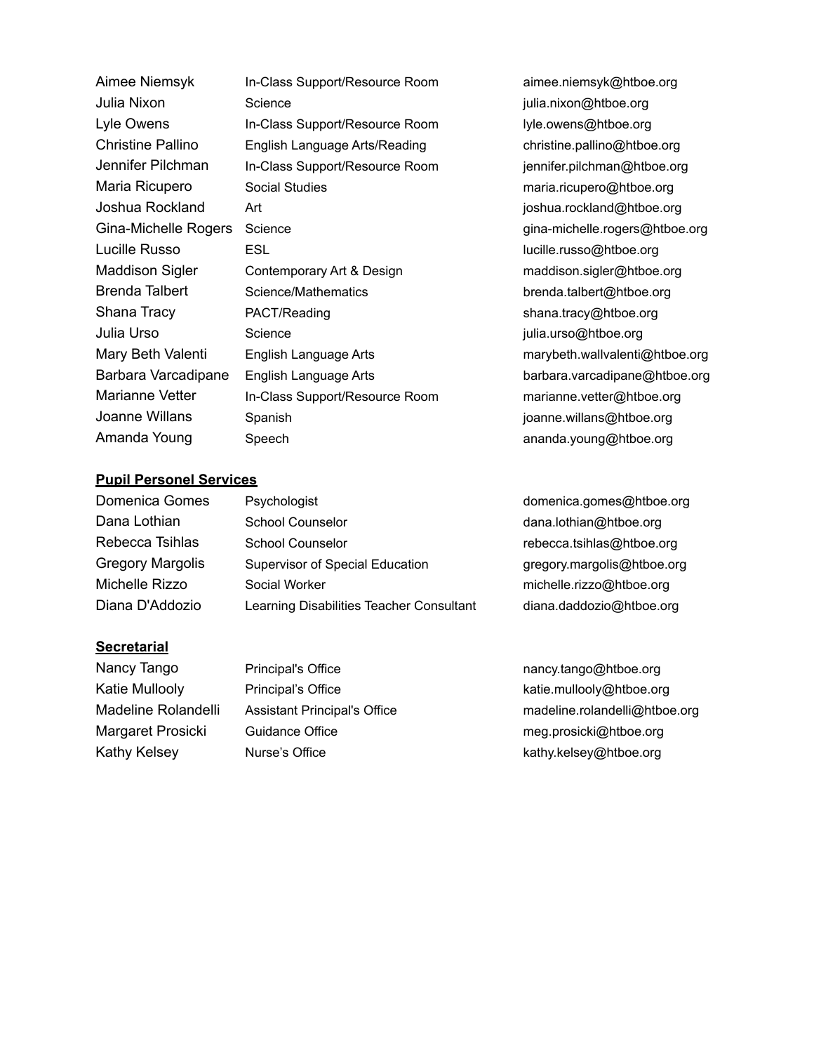| | | |
|---|---|---|
| Aimee Niemsyk | In-Class Support/Resource Room | aimee.niemsyk@htboe.org |
| Julia Nixon | Science | julia.nixon@htboe.org |
| Lyle Owens | In-Class Support/Resource Room | lyle.owens@htboe.org |
| Christine Pallino | English Language Arts/Reading | christine.pallino@htboe.org |
| Jennifer Pilchman | In-Class Support/Resource Room | jennifer.pilchman@htboe.org |
| Maria Ricupero | Social Studies | maria.ricupero@htboe.org |
| Joshua Rockland | Art | joshua.rockland@htboe.org |
| Gina-Michelle Rogers | Science | gina-michelle.rogers@htboe.org |
| Lucille Russo | ESL | lucille.russo@htboe.org |
| Maddison Sigler | Contemporary Art & Design | maddison.sigler@htboe.org |
| Brenda Talbert | Science/Mathematics | brenda.talbert@htboe.org |
| Shana Tracy | PACT/Reading | shana.tracy@htboe.org |
| Julia Urso | Science | julia.urso@htboe.org |
| Mary Beth Valenti | English Language Arts | marybeth.wallvalenti@htboe.org |
| Barbara Varcadipane | English Language Arts | barbara.varcadipane@htboe.org |
| Marianne Vetter | In-Class Support/Resource Room | marianne.vetter@htboe.org |
| Joanne Willans | Spanish | joanne.willans@htboe.org |
| Amanda Young | Speech | ananda.young@htboe.org |

**Pupil Personel Services**

| | | |
|---|---|---|
| Domenica Gomes | Psychologist | domenica.gomes@htboe.org |
| Dana Lothian | School Counselor | dana.lothian@htboe.org |
| Rebecca Tsihlas | School Counselor | rebecca.tsihlas@htboe.org |
| Gregory Margolis | Supervisor of Special Education | gregory.margolis@htboe.org |
| Michelle Rizzo | Social Worker | michelle.rizzo@htboe.org |
| Diana D'Addozio | Learning Disabilities Teacher Consultant | diana.daddozio@htboe.org |

**Secretarial**

| | | |
|---|---|---|
| Nancy Tango | Principal's Office | nancy.tango@htboe.org |
| Katie Mullooly | Principal's Office | katie.mullooly@htboe.org |
| Madeline Rolandelli | Assistant Principal's Office | madeline.rolandelli@htboe.org |
| Margaret Prosicki | Guidance Office | meg.prosicki@htboe.org |
| Kathy Kelsey | Nurse's Office | kathy.kelsey@htboe.org |